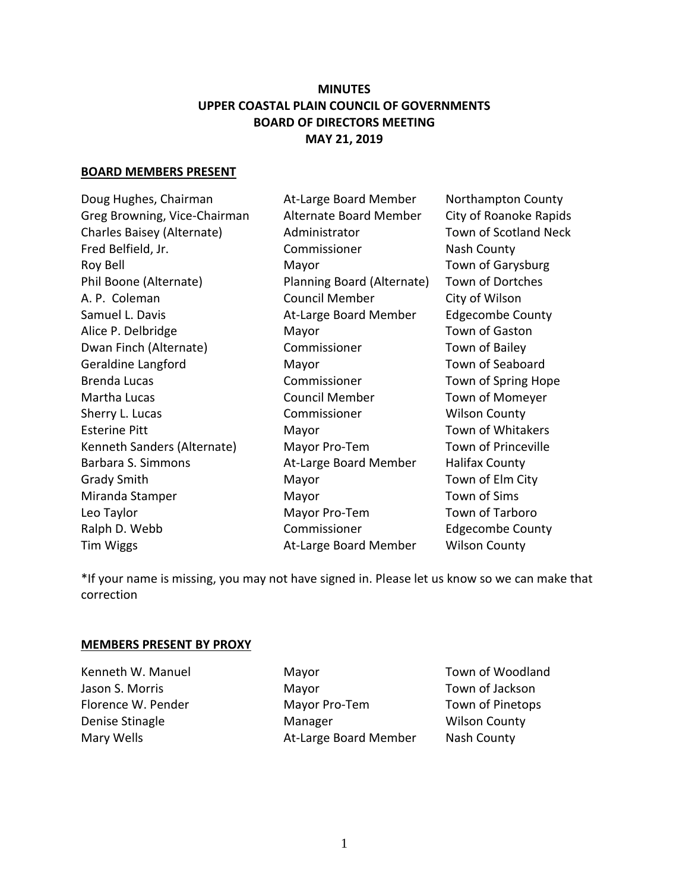# MINUTES
# UPPER COASTAL PLAIN COUNCIL OF GOVERNMENTS
# BOARD OF DIRECTORS MEETING
# MAY 21, 2019

## BOARD MEMBERS PRESENT

| | | |
|---|---|---|
| Doug Hughes, Chairman | At-Large Board Member | Northampton County |
| Greg Browning, Vice-Chairman | Alternate Board Member | City of Roanoke Rapids |
| Charles Baisey (Alternate) | Administrator | Town of Scotland Neck |
| Fred Belfield, Jr. | Commissioner | Nash County |
| Roy Bell | Mayor | Town of Garysburg |
| Phil Boone (Alternate) | Planning Board (Alternate) | Town of Dortches |
| A. P. Coleman | Council Member | City of Wilson |
| Samuel L. Davis | At-Large Board Member | Edgecombe County |
| Alice P. Delbridge | Mayor | Town of Gaston |
| Dwan Finch (Alternate) | Commissioner | Town of Bailey |
| Geraldine Langford | Mayor | Town of Seaboard |
| Brenda Lucas | Commissioner | Town of Spring Hope |
| Martha Lucas | Council Member | Town of Momeyer |
| Sherry L. Lucas | Commissioner | Wilson County |
| Esterine Pitt | Mayor | Town of Whitakers |
| Kenneth Sanders (Alternate) | Mayor Pro-Tem | Town of Princeville |
| Barbara S. Simmons | At-Large Board Member | Halifax County |
| Grady Smith | Mayor | Town of Elm City |
| Miranda Stamper | Mayor | Town of Sims |
| Leo Taylor | Mayor Pro-Tem | Town of Tarboro |
| Ralph D. Webb | Commissioner | Edgecombe County |
| Tim Wiggs | At-Large Board Member | Wilson County |

*If your name is missing, you may not have signed in. Please let us know so we can make that correction

## MEMBERS PRESENT BY PROXY

| | | |
|---|---|---|
| Kenneth W. Manuel | Mayor | Town of Woodland |
| Jason S. Morris | Mayor | Town of Jackson |
| Florence W. Pender | Mayor Pro-Tem | Town of Pinetops |
| Denise Stinagle | Manager | Wilson County |
| Mary Wells | At-Large Board Member | Nash County |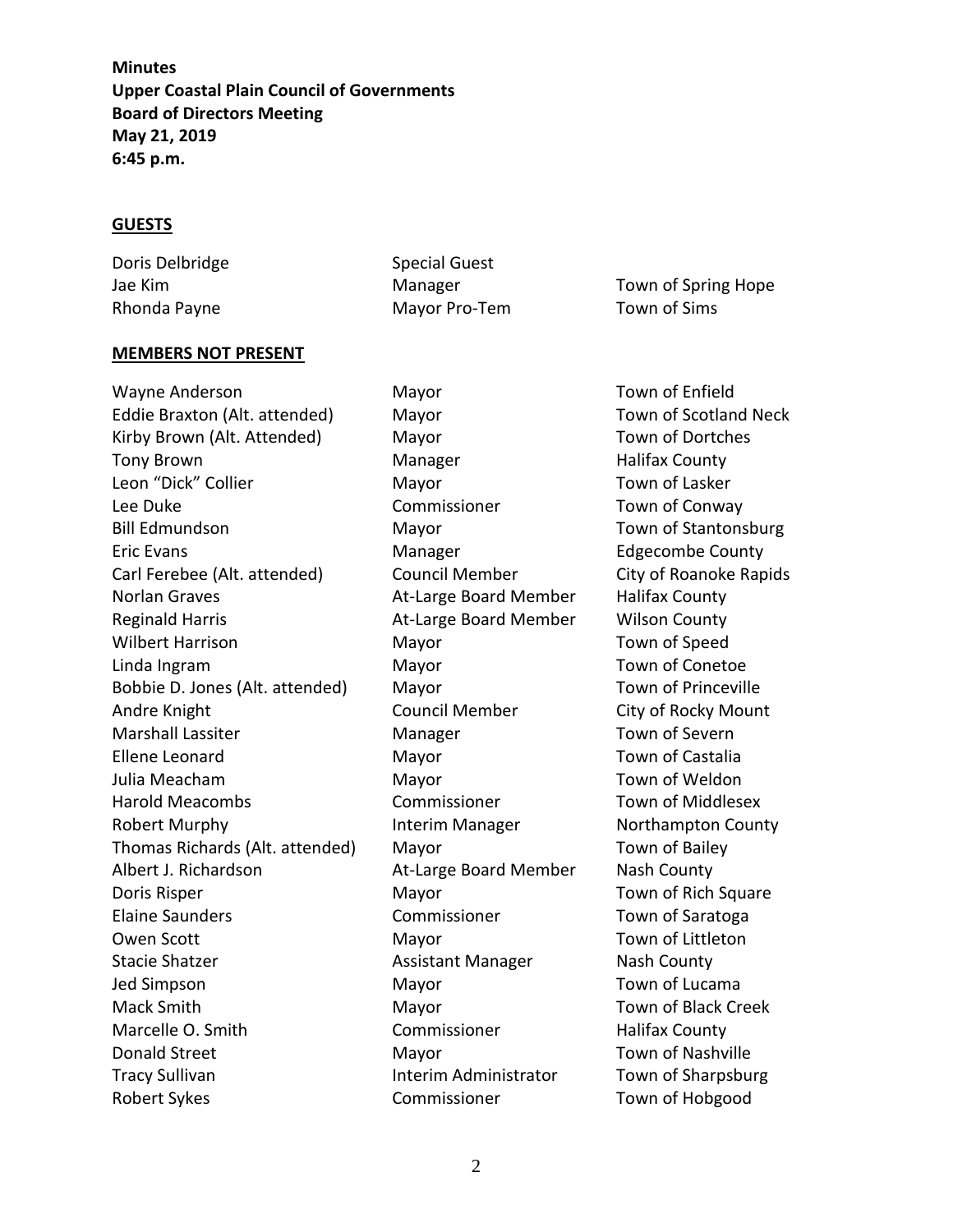**Minutes**
**Upper Coastal Plain Council of Governments**
**Board of Directors Meeting**
**May 21, 2019**
**6:45 p.m.**

## GUESTS

| | | |
|---|---|---|
| Doris Delbridge | Special Guest | |
| Jae Kim | Manager | Town of Spring Hope |
| Rhonda Payne | Mayor Pro-Tem | Town of Sims |

## MEMBERS NOT PRESENT

| | | |
|---|---|---|
| Wayne Anderson | Mayor | Town of Enfield |
| Eddie Braxton (Alt. attended) | Mayor | Town of Scotland Neck |
| Kirby Brown (Alt. Attended) | Mayor | Town of Dortches |
| Tony Brown | Manager | Halifax County |
| Leon "Dick" Collier | Mayor | Town of Lasker |
| Lee Duke | Commissioner | Town of Conway |
| Bill Edmundson | Mayor | Town of Stantonsburg |
| Eric Evans | Manager | Edgecombe County |
| Carl Ferebee (Alt. attended) | Council Member | City of Roanoke Rapids |
| Norlan Graves | At-Large Board Member | Halifax County |
| Reginald Harris | At-Large Board Member | Wilson County |
| Wilbert Harrison | Mayor | Town of Speed |
| Linda Ingram | Mayor | Town of Conetoe |
| Bobbie D. Jones (Alt. attended) | Mayor | Town of Princeville |
| Andre Knight | Council Member | City of Rocky Mount |
| Marshall Lassiter | Manager | Town of Severn |
| Ellene Leonard | Mayor | Town of Castalia |
| Julia Meacham | Mayor | Town of Weldon |
| Harold Meacombs | Commissioner | Town of Middlesex |
| Robert Murphy | Interim Manager | Northampton County |
| Thomas Richards (Alt. attended) | Mayor | Town of Bailey |
| Albert J. Richardson | At-Large Board Member | Nash County |
| Doris Risper | Mayor | Town of Rich Square |
| Elaine Saunders | Commissioner | Town of Saratoga |
| Owen Scott | Mayor | Town of Littleton |
| Stacie Shatzer | Assistant Manager | Nash County |
| Jed Simpson | Mayor | Town of Lucama |
| Mack Smith | Mayor | Town of Black Creek |
| Marcelle O. Smith | Commissioner | Halifax County |
| Donald Street | Mayor | Town of Nashville |
| Tracy Sullivan | Interim Administrator | Town of Sharpsburg |
| Robert Sykes | Commissioner | Town of Hobgood |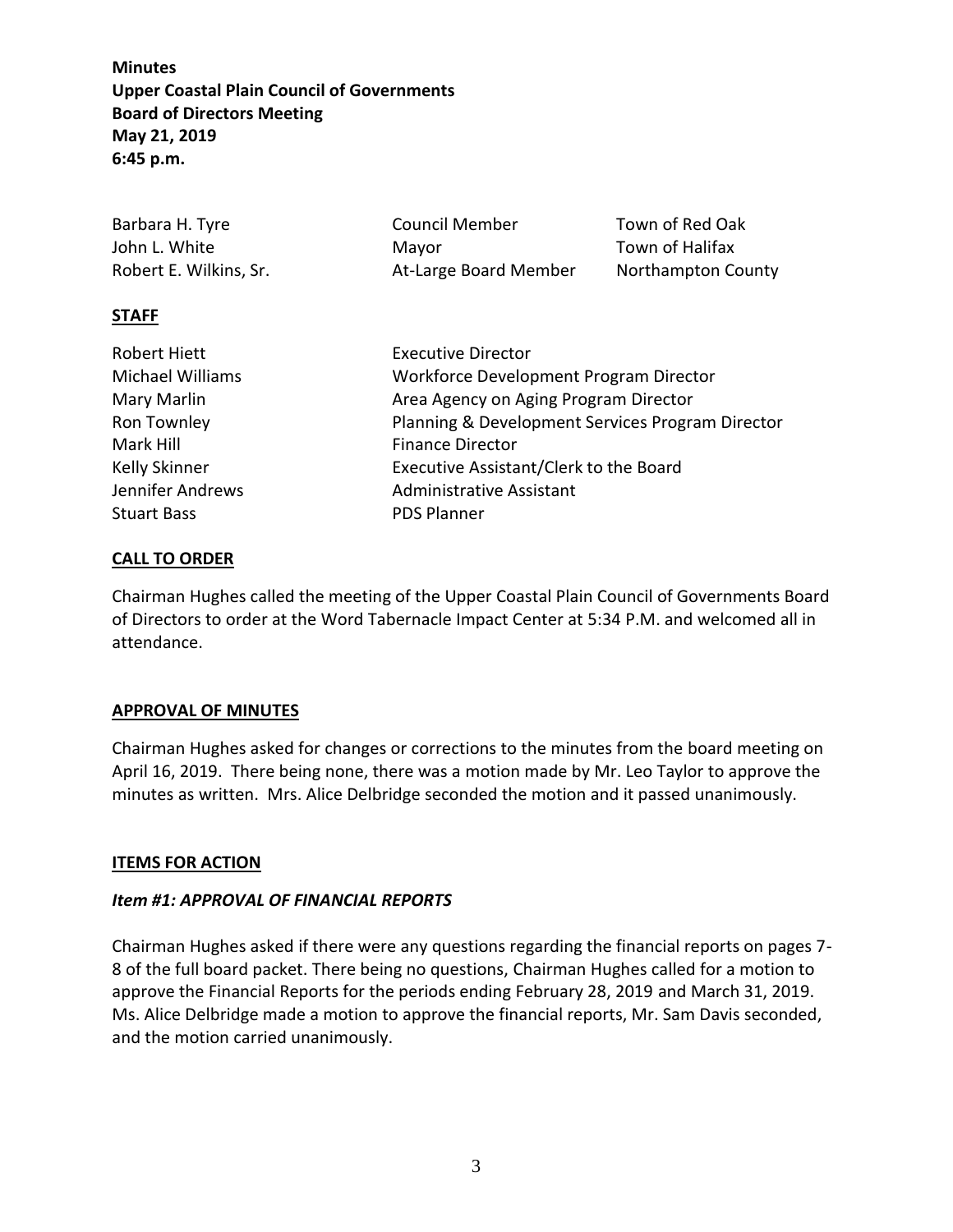**Minutes**
**Upper Coastal Plain Council of Governments**
**Board of Directors Meeting**
**May 21, 2019**
**6:45 p.m.**

| | | |
|---|---|---|
| Barbara H. Tyre | Council Member | Town of Red Oak |
| John L. White | Mayor | Town of Halifax |
| Robert E. Wilkins, Sr. | At-Large Board Member | Northampton County |

## STAFF

| | |
|---|---|
| Robert Hiett | Executive Director |
| Michael Williams | Workforce Development Program Director |
| Mary Marlin | Area Agency on Aging Program Director |
| Ron Townley | Planning & Development Services Program Director |
| Mark Hill | Finance Director |
| Kelly Skinner | Executive Assistant/Clerk to the Board |
| Jennifer Andrews | Administrative Assistant |
| Stuart Bass | PDS Planner |

## CALL TO ORDER

Chairman Hughes called the meeting of the Upper Coastal Plain Council of Governments Board of Directors to order at the Word Tabernacle Impact Center at 5:34 P.M. and welcomed all in attendance.

## APPROVAL OF MINUTES

Chairman Hughes asked for changes or corrections to the minutes from the board meeting on April 16, 2019. There being none, there was a motion made by Mr. Leo Taylor to approve the minutes as written. Mrs. Alice Delbridge seconded the motion and it passed unanimously.

## ITEMS FOR ACTION

### *Item #1: APPROVAL OF FINANCIAL REPORTS*

Chairman Hughes asked if there were any questions regarding the financial reports on pages 7-8 of the full board packet. There being no questions, Chairman Hughes called for a motion to approve the Financial Reports for the periods ending February 28, 2019 and March 31, 2019. Ms. Alice Delbridge made a motion to approve the financial reports, Mr. Sam Davis seconded, and the motion carried unanimously.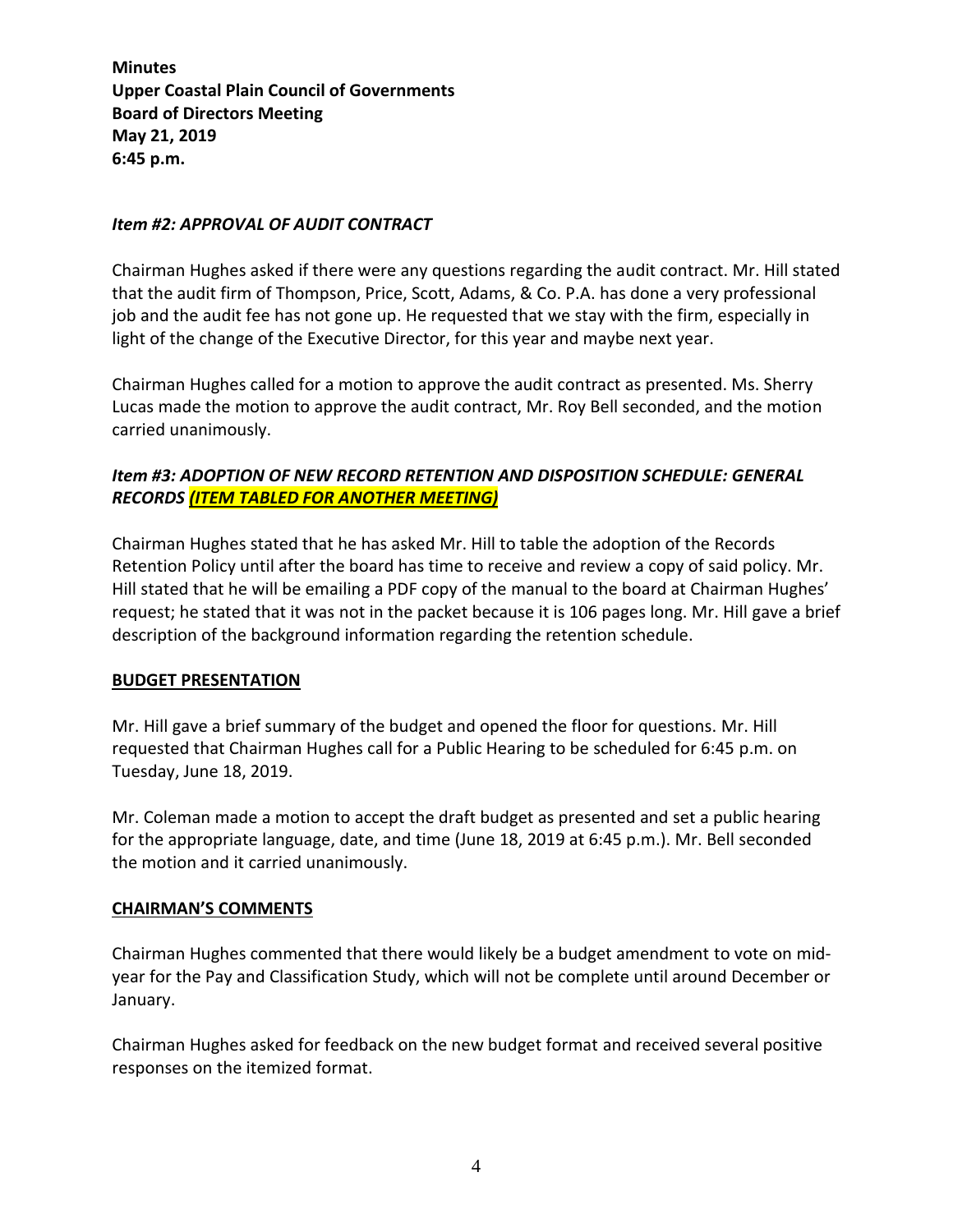**Minutes**
**Upper Coastal Plain Council of Governments**
**Board of Directors Meeting**
**May 21, 2019**
**6:45 p.m.**

***Item #2: APPROVAL OF AUDIT CONTRACT***

Chairman Hughes asked if there were any questions regarding the audit contract. Mr. Hill stated that the audit firm of Thompson, Price, Scott, Adams, & Co. P.A. has done a very professional job and the audit fee has not gone up. He requested that we stay with the firm, especially in light of the change of the Executive Director, for this year and maybe next year.

Chairman Hughes called for a motion to approve the audit contract as presented. Ms. Sherry Lucas made the motion to approve the audit contract, Mr. Roy Bell seconded, and the motion carried unanimously.

***Item #3: ADOPTION OF NEW RECORD RETENTION AND DISPOSITION SCHEDULE: GENERAL RECORDS <u>(ITEM TABLED FOR ANOTHER MEETING)</u>***

Chairman Hughes stated that he has asked Mr. Hill to table the adoption of the Records Retention Policy until after the board has time to receive and review a copy of said policy. Mr. Hill stated that he will be emailing a PDF copy of the manual to the board at Chairman Hughes' request; he stated that it was not in the packet because it is 106 pages long. Mr. Hill gave a brief description of the background information regarding the retention schedule.

**<u>BUDGET PRESENTATION</u>**

Mr. Hill gave a brief summary of the budget and opened the floor for questions. Mr. Hill requested that Chairman Hughes call for a Public Hearing to be scheduled for 6:45 p.m. on Tuesday, June 18, 2019.

Mr. Coleman made a motion to accept the draft budget as presented and set a public hearing for the appropriate language, date, and time (June 18, 2019 at 6:45 p.m.). Mr. Bell seconded the motion and it carried unanimously.

**<u>CHAIRMAN'S COMMENTS</u>**

Chairman Hughes commented that there would likely be a budget amendment to vote on mid-year for the Pay and Classification Study, which will not be complete until around December or January.

Chairman Hughes asked for feedback on the new budget format and received several positive responses on the itemized format.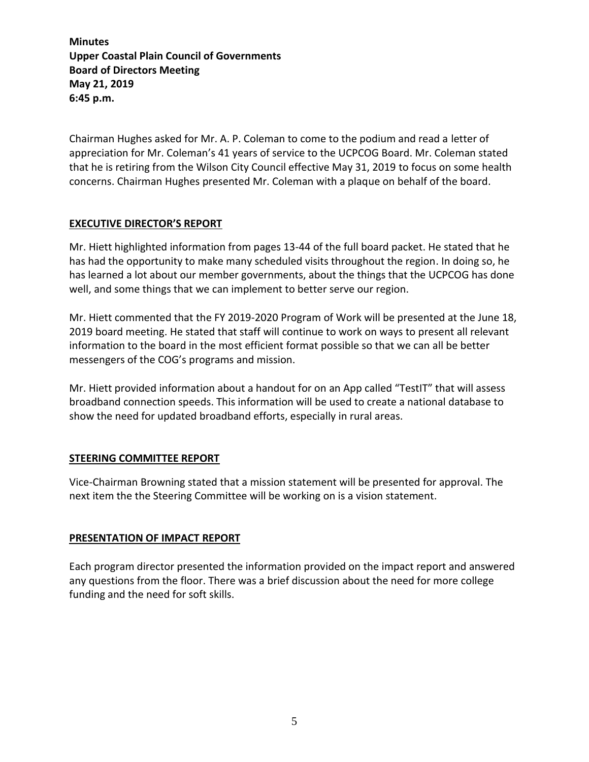**Minutes**
**Upper Coastal Plain Council of Governments**
**Board of Directors Meeting**
**May 21, 2019**
**6:45 p.m.**

Chairman Hughes asked for Mr. A. P. Coleman to come to the podium and read a letter of appreciation for Mr. Coleman's 41 years of service to the UCPCOG Board. Mr. Coleman stated that he is retiring from the Wilson City Council effective May 31, 2019 to focus on some health concerns. Chairman Hughes presented Mr. Coleman with a plaque on behalf of the board.

## EXECUTIVE DIRECTOR'S REPORT

Mr. Hiett highlighted information from pages 13-44 of the full board packet. He stated that he has had the opportunity to make many scheduled visits throughout the region. In doing so, he has learned a lot about our member governments, about the things that the UCPCOG has done well, and some things that we can implement to better serve our region.

Mr. Hiett commented that the FY 2019-2020 Program of Work will be presented at the June 18, 2019 board meeting. He stated that staff will continue to work on ways to present all relevant information to the board in the most efficient format possible so that we can all be better messengers of the COG's programs and mission.

Mr. Hiett provided information about a handout for on an App called "TestIT" that will assess broadband connection speeds. This information will be used to create a national database to show the need for updated broadband efforts, especially in rural areas.

## STEERING COMMITTEE REPORT

Vice-Chairman Browning stated that a mission statement will be presented for approval. The next item the the Steering Committee will be working on is a vision statement.

## PRESENTATION OF IMPACT REPORT

Each program director presented the information provided on the impact report and answered any questions from the floor. There was a brief discussion about the need for more college funding and the need for soft skills.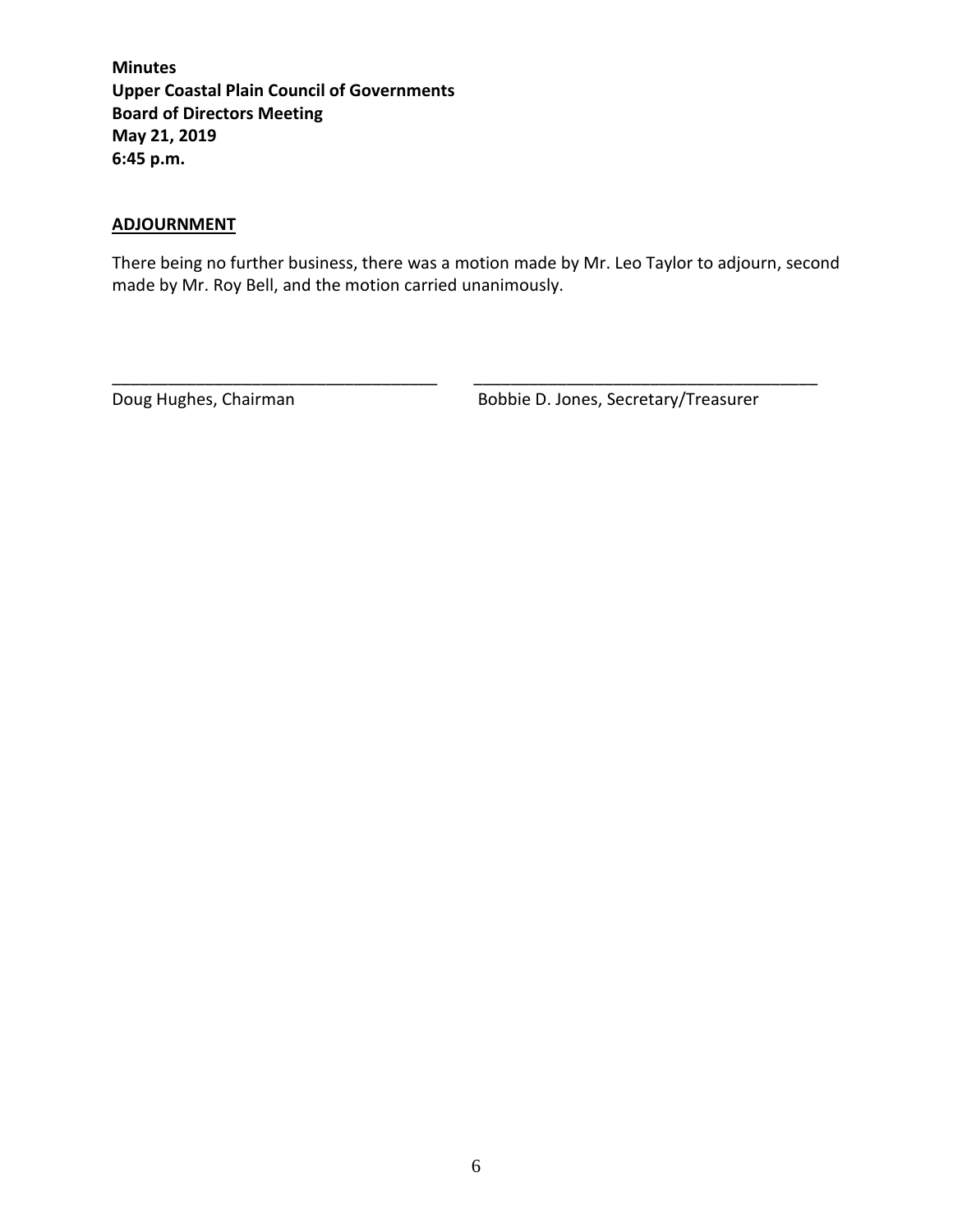**Minutes**
**Upper Coastal Plain Council of Governments**
**Board of Directors Meeting**
**May 21, 2019**
**6:45 p.m.**

## ADJOURNMENT

There being no further business, there was a motion made by Mr. Leo Taylor to adjourn, second made by Mr. Roy Bell, and the motion carried unanimously.

| | |
|---|---|
| ___________________________________ | ___________________________________ |
| Doug Hughes, Chairman | Bobbie D. Jones, Secretary/Treasurer |